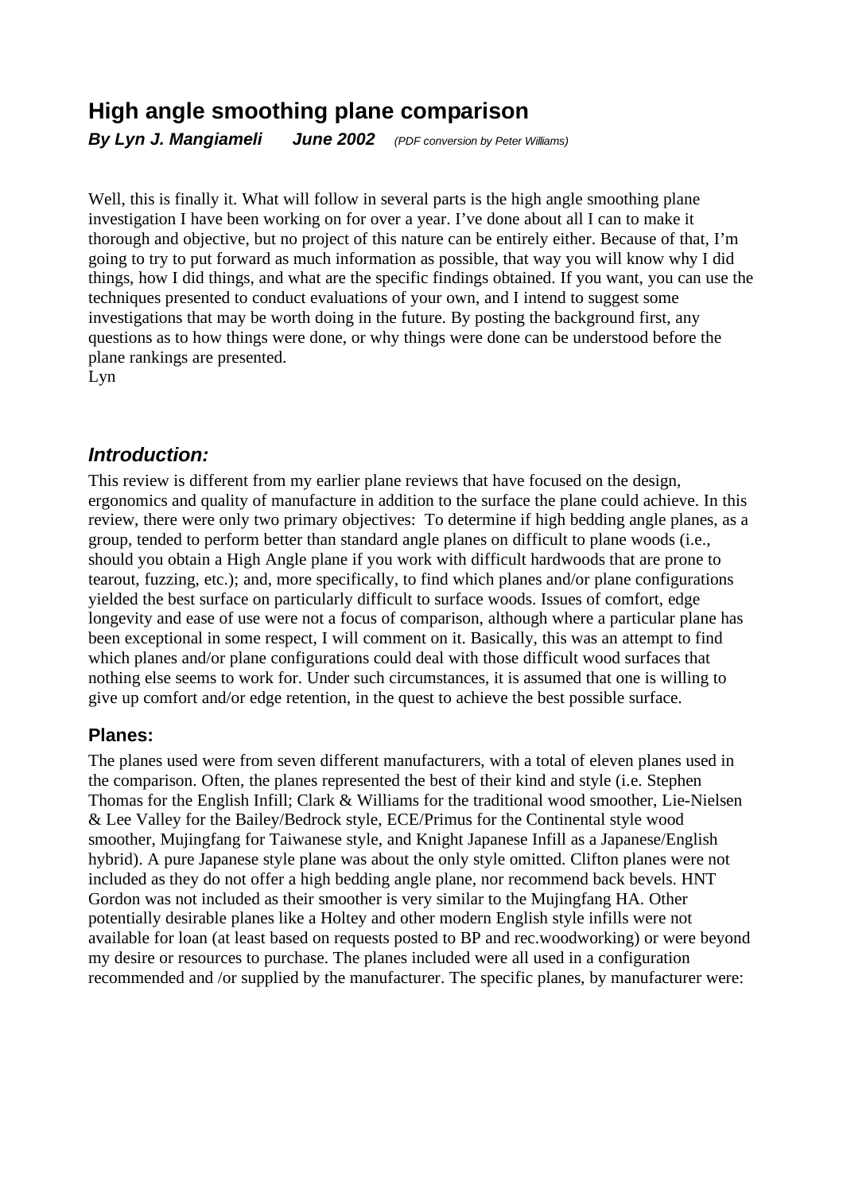# High angle smoothing plane comparison

***By Lyn J. Mangiameli June 2002*** *(PDF conversion by Peter Williams)*

Well, this is finally it. What will follow in several parts is the high angle smoothing plane investigation I have been working on for over a year. I've done about all I can to make it thorough and objective, but no project of this nature can be entirely either. Because of that, I'm going to try to put forward as much information as possible, that way you will know why I did things, how I did things, and what are the specific findings obtained. If you want, you can use the techniques presented to conduct evaluations of your own, and I intend to suggest some investigations that may be worth doing in the future. By posting the background first, any questions as to how things were done, or why things were done can be understood before the plane rankings are presented.
Lyn

## *Introduction:*

This review is different from my earlier plane reviews that have focused on the design, ergonomics and quality of manufacture in addition to the surface the plane could achieve. In this review, there were only two primary objectives: To determine if high bedding angle planes, as a group, tended to perform better than standard angle planes on difficult to plane woods (i.e., should you obtain a High Angle plane if you work with difficult hardwoods that are prone to tearout, fuzzing, etc.); and, more specifically, to find which planes and/or plane configurations yielded the best surface on particularly difficult to surface woods. Issues of comfort, edge longevity and ease of use were not a focus of comparison, although where a particular plane has been exceptional in some respect, I will comment on it. Basically, this was an attempt to find which planes and/or plane configurations could deal with those difficult wood surfaces that nothing else seems to work for. Under such circumstances, it is assumed that one is willing to give up comfort and/or edge retention, in the quest to achieve the best possible surface.

### Planes:

The planes used were from seven different manufacturers, with a total of eleven planes used in the comparison. Often, the planes represented the best of their kind and style (i.e. Stephen Thomas for the English Infill; Clark & Williams for the traditional wood smoother, Lie-Nielsen & Lee Valley for the Bailey/Bedrock style, ECE/Primus for the Continental style wood smoother, Mujingfang for Taiwanese style, and Knight Japanese Infill as a Japanese/English hybrid). A pure Japanese style plane was about the only style omitted. Clifton planes were not included as they do not offer a high bedding angle plane, nor recommend back bevels. HNT Gordon was not included as their smoother is very similar to the Mujingfang HA. Other potentially desirable planes like a Holtey and other modern English style infills were not available for loan (at least based on requests posted to BP and rec.woodworking) or were beyond my desire or resources to purchase. The planes included were all used in a configuration recommended and /or supplied by the manufacturer. The specific planes, by manufacturer were: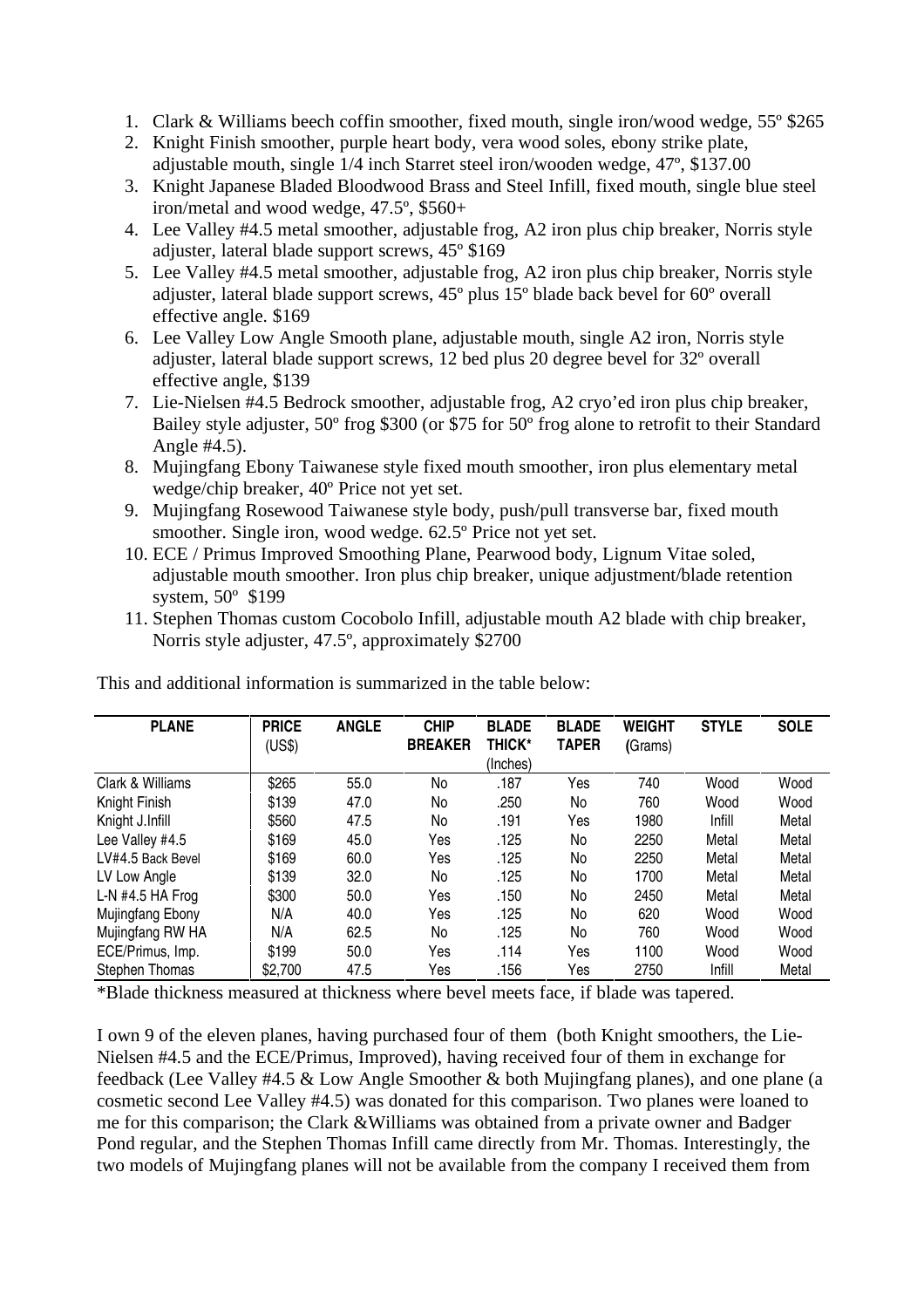1. Clark & Williams beech coffin smoother, fixed mouth, single iron/wood wedge, 55º $265
2. Knight Finish smoother, purple heart body, vera wood soles, ebony strike plate, adjustable mouth, single 1/4 inch Starret steel iron/wooden wedge, 47º, $137.00
3. Knight Japanese Bladed Bloodwood Brass and Steel Infill, fixed mouth, single blue steel iron/metal and wood wedge, 47.5º, $560+
4. Lee Valley #4.5 metal smoother, adjustable frog, A2 iron plus chip breaker, Norris style adjuster, lateral blade support screws, 45º $169
5. Lee Valley #4.5 metal smoother, adjustable frog, A2 iron plus chip breaker, Norris style adjuster, lateral blade support screws, 45º plus 15º blade back bevel for 60º overall effective angle. $169
6. Lee Valley Low Angle Smooth plane, adjustable mouth, single A2 iron, Norris style adjuster, lateral blade support screws, 12 bed plus 20 degree bevel for 32º overall effective angle, $139
7. Lie-Nielsen #4.5 Bedrock smoother, adjustable frog, A2 cryo'ed iron plus chip breaker, Bailey style adjuster, 50º frog $300 (or $75 for 50º frog alone to retrofit to their Standard Angle #4.5).
8. Mujingfang Ebony Taiwanese style fixed mouth smoother, iron plus elementary metal wedge/chip breaker, 40º Price not yet set.
9. Mujingfang Rosewood Taiwanese style body, push/pull transverse bar, fixed mouth smoother. Single iron, wood wedge. 62.5º Price not yet set.
10. ECE / Primus Improved Smoothing Plane, Pearwood body, Lignum Vitae soled, adjustable mouth smoother. Iron plus chip breaker, unique adjustment/blade retention system, 50º $199
11. Stephen Thomas custom Cocobolo Infill, adjustable mouth A2 blade with chip breaker, Norris style adjuster, 47.5º, approximately $2700

This and additional information is summarized in the table below:

| PLANE | PRICE (US$) | ANGLE | CHIP BREAKER | BLADE THICK* (Inches) | BLADE TAPER | WEIGHT (Grams) | STYLE | SOLE |
|---|---|---|---|---|---|---|---|---|
| Clark & Williams | $265 | 55.0 | No | .187 | Yes | 740 | Wood | Wood |
| Knight Finish | $139 | 47.0 | No | .250 | No | 760 | Wood | Wood |
| Knight J.Infill | $560 | 47.5 | No | .191 | Yes | 1980 | Infill | Metal |
| Lee Valley #4.5 | $169 | 45.0 | Yes | .125 | No | 2250 | Metal | Metal |
| LV#4.5 Back Bevel | $169 | 60.0 | Yes | .125 | No | 2250 | Metal | Metal |
| LV Low Angle | $139 | 32.0 | No | .125 | No | 1700 | Metal | Metal |
| L-N #4.5 HA Frog | $300 | 50.0 | Yes | .150 | No | 2450 | Metal | Metal |
| Mujingfang Ebony | N/A | 40.0 | Yes | .125 | No | 620 | Wood | Wood |
| Mujingfang RW HA | N/A | 62.5 | No | .125 | No | 760 | Wood | Wood |
| ECE/Primus, Imp. | $199 | 50.0 | Yes | .114 | Yes | 1100 | Wood | Wood |
| Stephen Thomas | $2,700 | 47.5 | Yes | .156 | Yes | 2750 | Infill | Metal |

*Blade thickness measured at thickness where bevel meets face, if blade was tapered.

I own 9 of the eleven planes, having purchased four of them (both Knight smoothers, the Lie-Nielsen #4.5 and the ECE/Primus, Improved), having received four of them in exchange for feedback (Lee Valley #4.5 & Low Angle Smoother & both Mujingfang planes), and one plane (a cosmetic second Lee Valley #4.5) was donated for this comparison. Two planes were loaned to me for this comparison; the Clark &Williams was obtained from a private owner and Badger Pond regular, and the Stephen Thomas Infill came directly from Mr. Thomas. Interestingly, the two models of Mujingfang planes will not be available from the company I received them from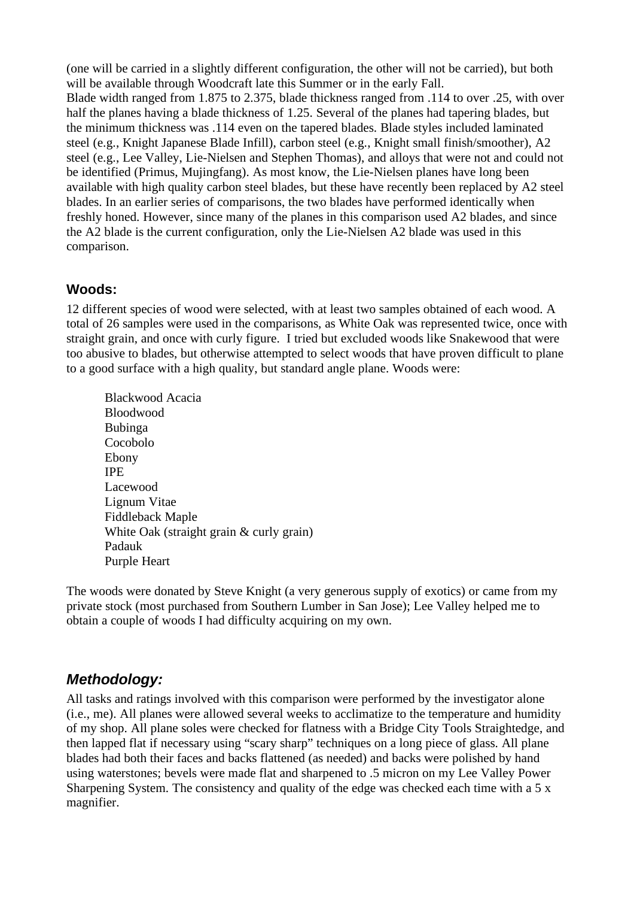(one will be carried in a slightly different configuration, the other will not be carried), but both will be available through Woodcraft late this Summer or in the early Fall.

Blade width ranged from 1.875 to 2.375, blade thickness ranged from .114 to over .25, with over half the planes having a blade thickness of 1.25. Several of the planes had tapering blades, but the minimum thickness was .114 even on the tapered blades. Blade styles included laminated steel (e.g., Knight Japanese Blade Infill), carbon steel (e.g., Knight small finish/smoother), A2 steel (e.g., Lee Valley, Lie-Nielsen and Stephen Thomas), and alloys that were not and could not be identified (Primus, Mujingfang). As most know, the Lie-Nielsen planes have long been available with high quality carbon steel blades, but these have recently been replaced by A2 steel blades. In an earlier series of comparisons, the two blades have performed identically when freshly honed. However, since many of the planes in this comparison used A2 blades, and since the A2 blade is the current configuration, only the Lie-Nielsen A2 blade was used in this comparison.

### Woods:

12 different species of wood were selected, with at least two samples obtained of each wood. A total of 26 samples were used in the comparisons, as White Oak was represented twice, once with straight grain, and once with curly figure. I tried but excluded woods like Snakewood that were too abusive to blades, but otherwise attempted to select woods that have proven difficult to plane to a good surface with a high quality, but standard angle plane. Woods were:

- Blackwood Acacia
- Bloodwood
- Bubinga
- Cocobolo
- Ebony
- IPE
- Lacewood
- Lignum Vitae
- Fiddleback Maple
- White Oak (straight grain & curly grain)
- Padauk
- Purple Heart

The woods were donated by Steve Knight (a very generous supply of exotics) or came from my private stock (most purchased from Southern Lumber in San Jose); Lee Valley helped me to obtain a couple of woods I had difficulty acquiring on my own.

## *Methodology:*

All tasks and ratings involved with this comparison were performed by the investigator alone (i.e., me). All planes were allowed several weeks to acclimatize to the temperature and humidity of my shop. All plane soles were checked for flatness with a Bridge City Tools Straightedge, and then lapped flat if necessary using "scary sharp" techniques on a long piece of glass. All plane blades had both their faces and backs flattened (as needed) and backs were polished by hand using waterstones; bevels were made flat and sharpened to .5 micron on my Lee Valley Power Sharpening System. The consistency and quality of the edge was checked each time with a 5 x magnifier.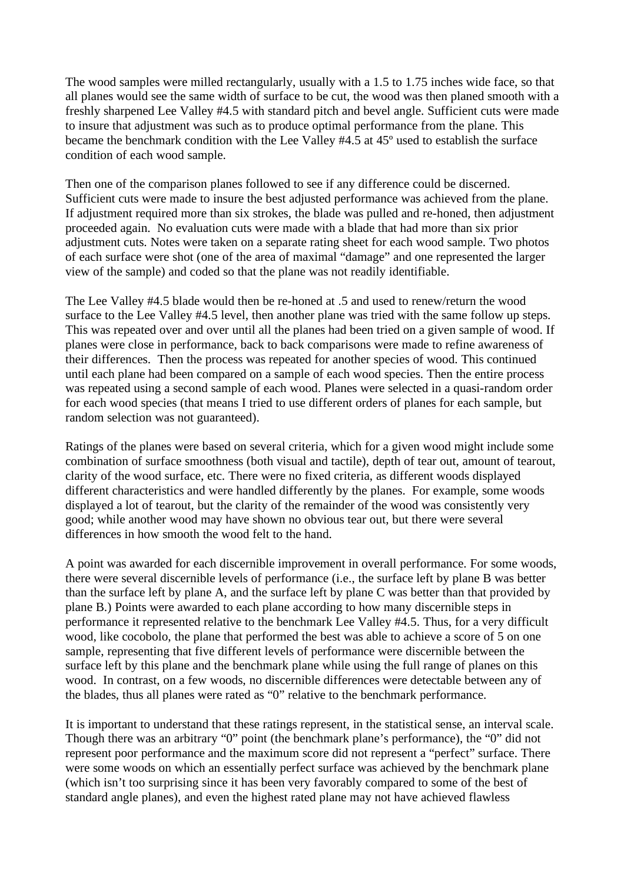The wood samples were milled rectangularly, usually with a 1.5 to 1.75 inches wide face, so that all planes would see the same width of surface to be cut, the wood was then planed smooth with a freshly sharpened Lee Valley #4.5 with standard pitch and bevel angle. Sufficient cuts were made to insure that adjustment was such as to produce optimal performance from the plane. This became the benchmark condition with the Lee Valley #4.5 at 45º used to establish the surface condition of each wood sample.

Then one of the comparison planes followed to see if any difference could be discerned. Sufficient cuts were made to insure the best adjusted performance was achieved from the plane. If adjustment required more than six strokes, the blade was pulled and re-honed, then adjustment proceeded again. No evaluation cuts were made with a blade that had more than six prior adjustment cuts. Notes were taken on a separate rating sheet for each wood sample. Two photos of each surface were shot (one of the area of maximal "damage" and one represented the larger view of the sample) and coded so that the plane was not readily identifiable.

The Lee Valley #4.5 blade would then be re-honed at .5 and used to renew/return the wood surface to the Lee Valley #4.5 level, then another plane was tried with the same follow up steps. This was repeated over and over until all the planes had been tried on a given sample of wood. If planes were close in performance, back to back comparisons were made to refine awareness of their differences. Then the process was repeated for another species of wood. This continued until each plane had been compared on a sample of each wood species. Then the entire process was repeated using a second sample of each wood. Planes were selected in a quasi-random order for each wood species (that means I tried to use different orders of planes for each sample, but random selection was not guaranteed).

Ratings of the planes were based on several criteria, which for a given wood might include some combination of surface smoothness (both visual and tactile), depth of tear out, amount of tearout, clarity of the wood surface, etc. There were no fixed criteria, as different woods displayed different characteristics and were handled differently by the planes. For example, some woods displayed a lot of tearout, but the clarity of the remainder of the wood was consistently very good; while another wood may have shown no obvious tear out, but there were several differences in how smooth the wood felt to the hand.

A point was awarded for each discernible improvement in overall performance. For some woods, there were several discernible levels of performance (i.e., the surface left by plane B was better than the surface left by plane A, and the surface left by plane C was better than that provided by plane B.) Points were awarded to each plane according to how many discernible steps in performance it represented relative to the benchmark Lee Valley #4.5. Thus, for a very difficult wood, like cocobolo, the plane that performed the best was able to achieve a score of 5 on one sample, representing that five different levels of performance were discernible between the surface left by this plane and the benchmark plane while using the full range of planes on this wood. In contrast, on a few woods, no discernible differences were detectable between any of the blades, thus all planes were rated as "0" relative to the benchmark performance.

It is important to understand that these ratings represent, in the statistical sense, an interval scale. Though there was an arbitrary "0" point (the benchmark plane's performance), the "0" did not represent poor performance and the maximum score did not represent a "perfect" surface. There were some woods on which an essentially perfect surface was achieved by the benchmark plane (which isn't too surprising since it has been very favorably compared to some of the best of standard angle planes), and even the highest rated plane may not have achieved flawless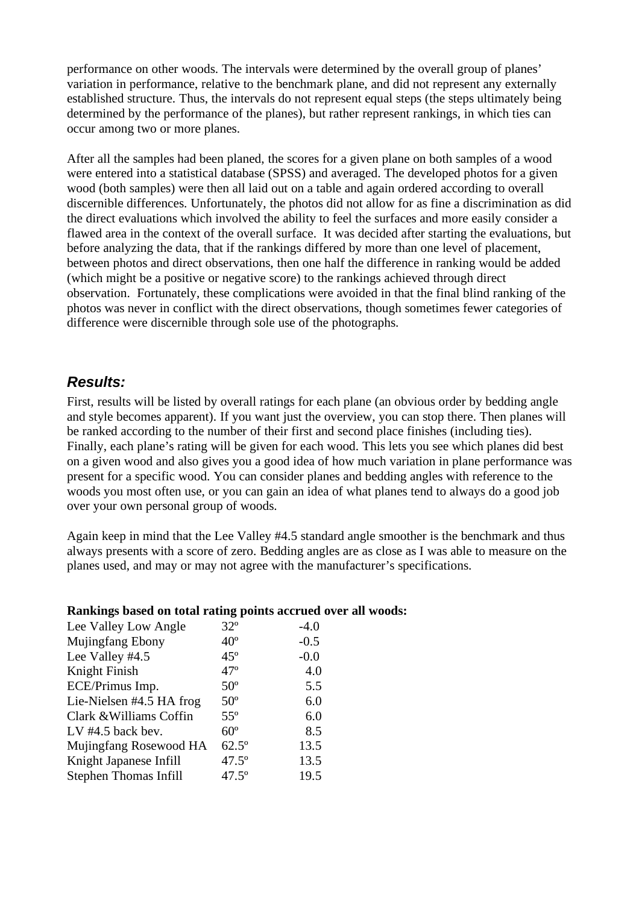performance on other woods. The intervals were determined by the overall group of planes' variation in performance, relative to the benchmark plane, and did not represent any externally established structure. Thus, the intervals do not represent equal steps (the steps ultimately being determined by the performance of the planes), but rather represent rankings, in which ties can occur among two or more planes.

After all the samples had been planed, the scores for a given plane on both samples of a wood were entered into a statistical database (SPSS) and averaged. The developed photos for a given wood (both samples) were then all laid out on a table and again ordered according to overall discernible differences. Unfortunately, the photos did not allow for as fine a discrimination as did the direct evaluations which involved the ability to feel the surfaces and more easily consider a flawed area in the context of the overall surface. It was decided after starting the evaluations, but before analyzing the data, that if the rankings differed by more than one level of placement, between photos and direct observations, then one half the difference in ranking would be added (which might be a positive or negative score) to the rankings achieved through direct observation. Fortunately, these complications were avoided in that the final blind ranking of the photos was never in conflict with the direct observations, though sometimes fewer categories of difference were discernible through sole use of the photographs.

## *Results:*

First, results will be listed by overall ratings for each plane (an obvious order by bedding angle and style becomes apparent). If you want just the overview, you can stop there. Then planes will be ranked according to the number of their first and second place finishes (including ties). Finally, each plane's rating will be given for each wood. This lets you see which planes did best on a given wood and also gives you a good idea of how much variation in plane performance was present for a specific wood. You can consider planes and bedding angles with reference to the woods you most often use, or you can gain an idea of what planes tend to always do a good job over your own personal group of woods.

Again keep in mind that the Lee Valley #4.5 standard angle smoother is the benchmark and thus always presents with a score of zero. Bedding angles are as close as I was able to measure on the planes used, and may or may not agree with the manufacturer's specifications.

**Rankings based on total rating points accrued over all woods:**

| Plane | Angle | Points |
|---|---|---|
| Lee Valley Low Angle | 32º | -4.0 |
| Mujingfang Ebony | 40º | -0.5 |
| Lee Valley #4.5 | 45º | -0.0 |
| Knight Finish | 47º | 4.0 |
| ECE/Primus Imp. | 50º | 5.5 |
| Lie-Nielsen #4.5 HA frog | 50º | 6.0 |
| Clark &Williams Coffin | 55º | 6.0 |
| LV #4.5 back bev. | 60º | 8.5 |
| Mujingfang Rosewood HA | 62.5º | 13.5 |
| Knight Japanese Infill | 47.5º | 13.5 |
| Stephen Thomas Infill | 47.5º | 19.5 |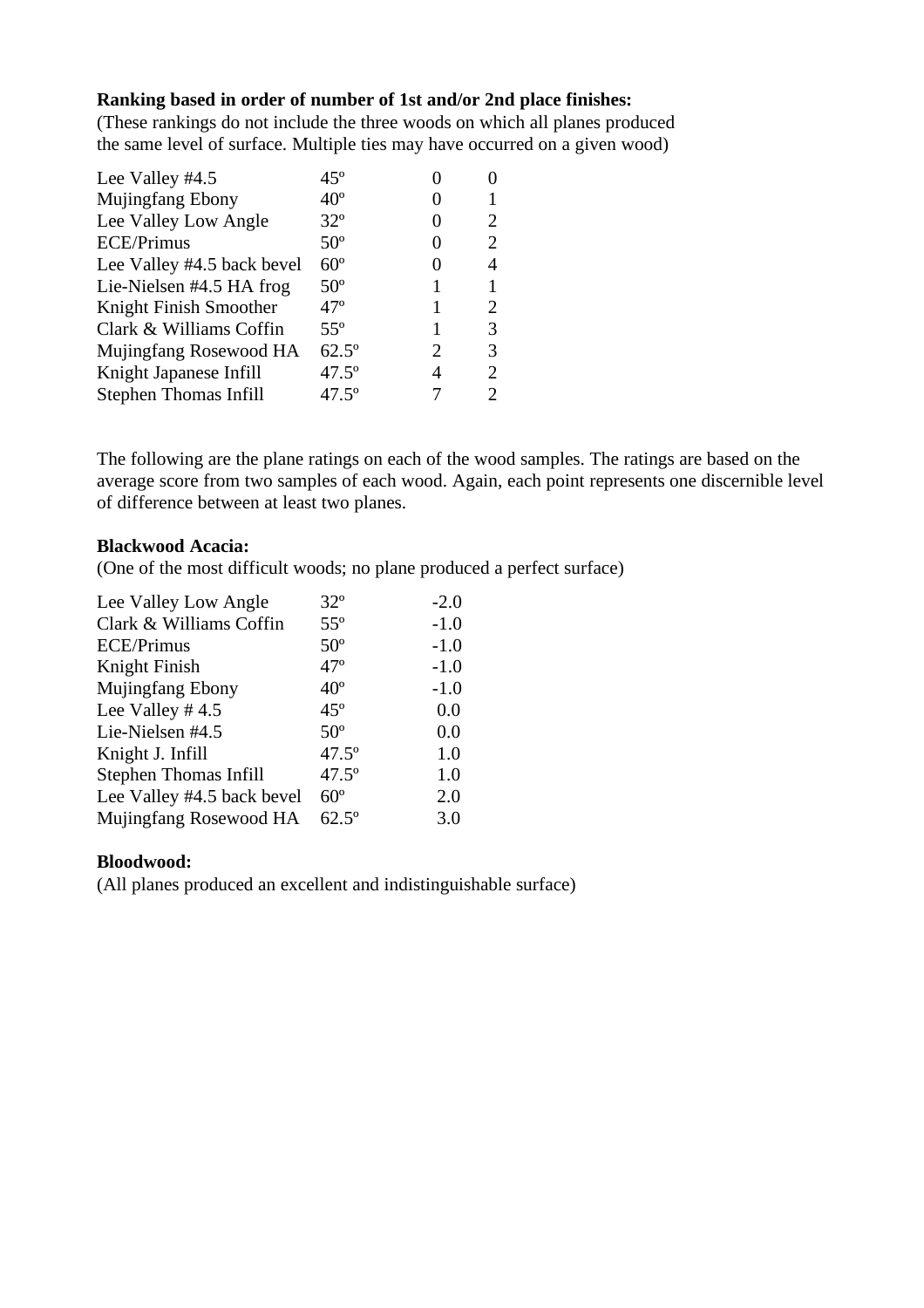**Ranking based in order of number of 1st and/or 2nd place finishes:**
(These rankings do not include the three woods on which all planes produced the same level of surface. Multiple ties may have occurred on a given wood)

| | | | |
|---|---|---|---|
| Lee Valley #4.5 | 45º | 0 | 0 |
| Mujingfang Ebony | 40º | 0 | 1 |
| Lee Valley Low Angle | 32º | 0 | 2 |
| ECE/Primus | 50º | 0 | 2 |
| Lee Valley #4.5 back bevel | 60º | 0 | 4 |
| Lie-Nielsen #4.5 HA frog | 50º | 1 | 1 |
| Knight Finish Smoother | 47º | 1 | 2 |
| Clark & Williams Coffin | 55º | 1 | 3 |
| Mujingfang Rosewood HA | 62.5º | 2 | 3 |
| Knight Japanese Infill | 47.5º | 4 | 2 |
| Stephen Thomas Infill | 47.5º | 7 | 2 |

The following are the plane ratings on each of the wood samples. The ratings are based on the average score from two samples of each wood. Again, each point represents one discernible level of difference between at least two planes.

**Blackwood Acacia:**
(One of the most difficult woods; no plane produced a perfect surface)

| | | |
|---|---|---|
| Lee Valley Low Angle | 32º | -2.0 |
| Clark & Williams Coffin | 55º | -1.0 |
| ECE/Primus | 50º | -1.0 |
| Knight Finish | 47º | -1.0 |
| Mujingfang Ebony | 40º | -1.0 |
| Lee Valley # 4.5 | 45º | 0.0 |
| Lie-Nielsen #4.5 | 50º | 0.0 |
| Knight J. Infill | 47.5º | 1.0 |
| Stephen Thomas Infill | 47.5º | 1.0 |
| Lee Valley #4.5 back bevel | 60º | 2.0 |
| Mujingfang Rosewood HA | 62.5º | 3.0 |

**Bloodwood:**
(All planes produced an excellent and indistinguishable surface)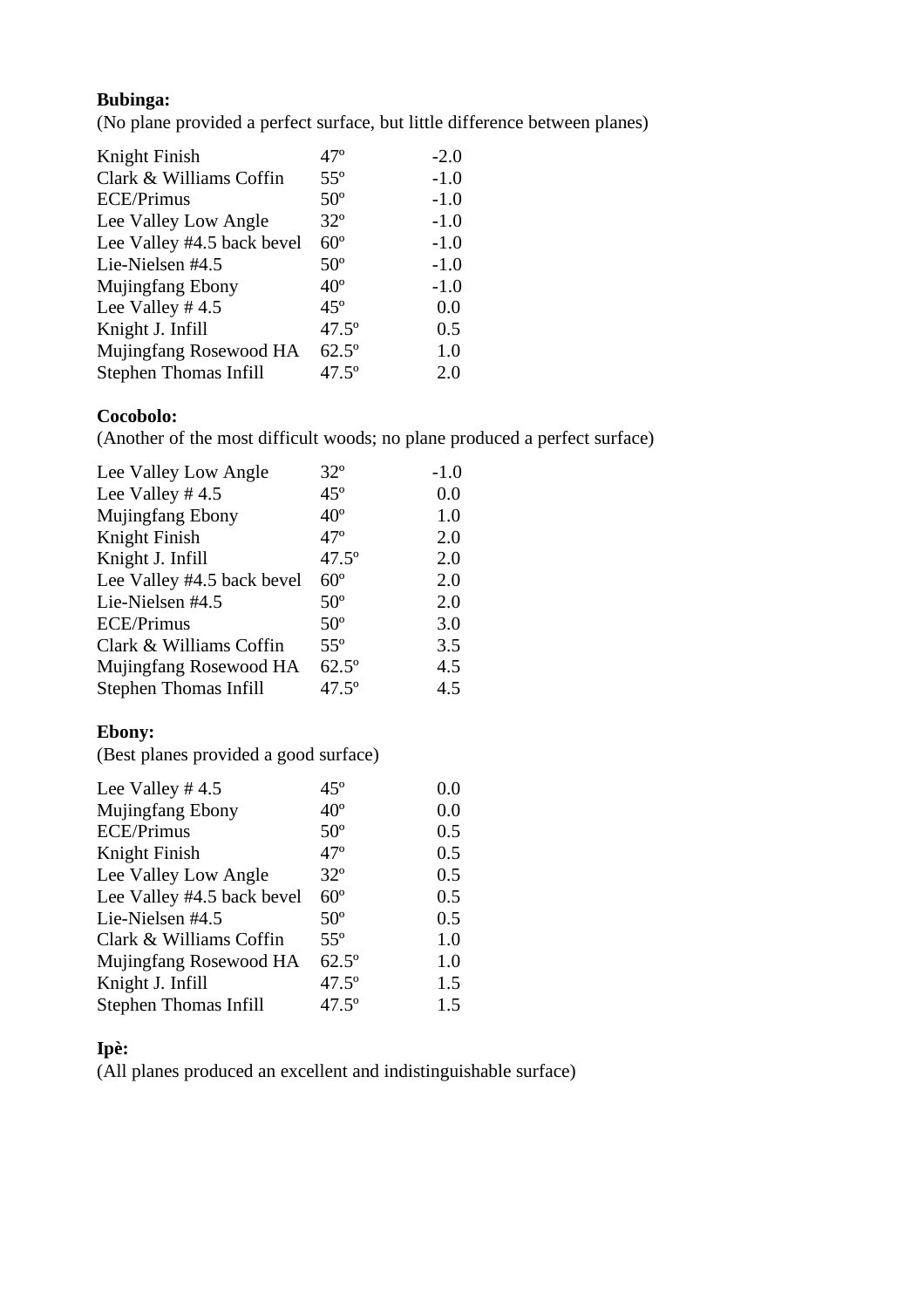**Bubinga:**
(No plane provided a perfect surface, but little difference between planes)

| | | |
|---|---|---|
| Knight Finish | 47º | -2.0 |
| Clark & Williams Coffin | 55º | -1.0 |
| ECE/Primus | 50º | -1.0 |
| Lee Valley Low Angle | 32º | -1.0 |
| Lee Valley #4.5 back bevel | 60º | -1.0 |
| Lie-Nielsen #4.5 | 50º | -1.0 |
| Mujingfang Ebony | 40º | -1.0 |
| Lee Valley # 4.5 | 45º | 0.0 |
| Knight J. Infill | 47.5º | 0.5 |
| Mujingfang Rosewood HA | 62.5º | 1.0 |
| Stephen Thomas Infill | 47.5º | 2.0 |

**Cocobolo:**
(Another of the most difficult woods; no plane produced a perfect surface)

| | | |
|---|---|---|
| Lee Valley Low Angle | 32º | -1.0 |
| Lee Valley # 4.5 | 45º | 0.0 |
| Mujingfang Ebony | 40º | 1.0 |
| Knight Finish | 47º | 2.0 |
| Knight J. Infill | 47.5º | 2.0 |
| Lee Valley #4.5 back bevel | 60º | 2.0 |
| Lie-Nielsen #4.5 | 50º | 2.0 |
| ECE/Primus | 50º | 3.0 |
| Clark & Williams Coffin | 55º | 3.5 |
| Mujingfang Rosewood HA | 62.5º | 4.5 |
| Stephen Thomas Infill | 47.5º | 4.5 |

**Ebony:**
(Best planes provided a good surface)

| | | |
|---|---|---|
| Lee Valley # 4.5 | 45º | 0.0 |
| Mujingfang Ebony | 40º | 0.0 |
| ECE/Primus | 50º | 0.5 |
| Knight Finish | 47º | 0.5 |
| Lee Valley Low Angle | 32º | 0.5 |
| Lee Valley #4.5 back bevel | 60º | 0.5 |
| Lie-Nielsen #4.5 | 50º | 0.5 |
| Clark & Williams Coffin | 55º | 1.0 |
| Mujingfang Rosewood HA | 62.5º | 1.0 |
| Knight J. Infill | 47.5º | 1.5 |
| Stephen Thomas Infill | 47.5º | 1.5 |

**Ipè:**
(All planes produced an excellent and indistinguishable surface)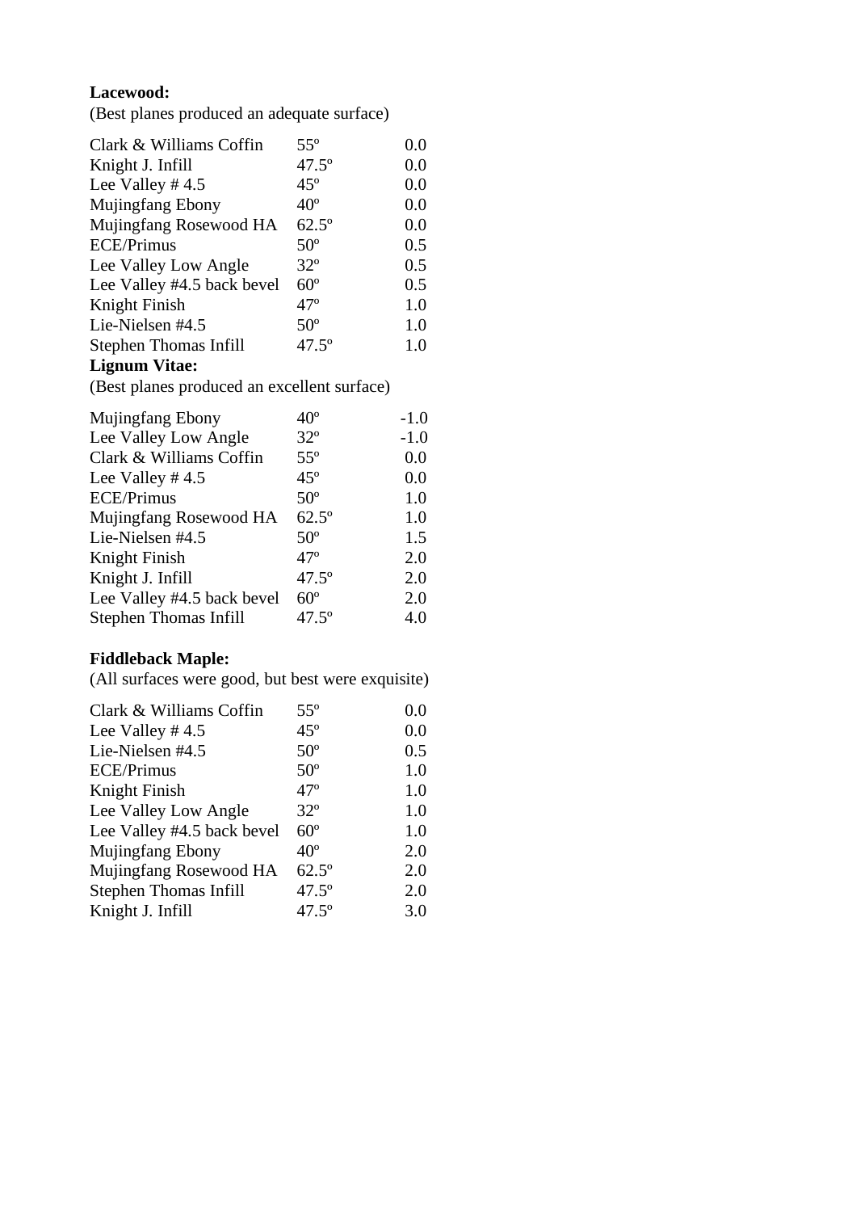**Lacewood:**
(Best planes produced an adequate surface)

| | | |
|---|---|---|
| Clark & Williams Coffin | 55º | 0.0 |
| Knight J. Infill | 47.5º | 0.0 |
| Lee Valley # 4.5 | 45º | 0.0 |
| Mujingfang Ebony | 40º | 0.0 |
| Mujingfang Rosewood HA | 62.5º | 0.0 |
| ECE/Primus | 50º | 0.5 |
| Lee Valley Low Angle | 32º | 0.5 |
| Lee Valley #4.5 back bevel | 60º | 0.5 |
| Knight Finish | 47º | 1.0 |
| Lie-Nielsen #4.5 | 50º | 1.0 |
| Stephen Thomas Infill | 47.5º | 1.0 |

**Lignum Vitae:**
(Best planes produced an excellent surface)

| | | |
|---|---|---|
| Mujingfang Ebony | 40º | -1.0 |
| Lee Valley Low Angle | 32º | -1.0 |
| Clark & Williams Coffin | 55º | 0.0 |
| Lee Valley # 4.5 | 45º | 0.0 |
| ECE/Primus | 50º | 1.0 |
| Mujingfang Rosewood HA | 62.5º | 1.0 |
| Lie-Nielsen #4.5 | 50º | 1.5 |
| Knight Finish | 47º | 2.0 |
| Knight J. Infill | 47.5º | 2.0 |
| Lee Valley #4.5 back bevel | 60º | 2.0 |
| Stephen Thomas Infill | 47.5º | 4.0 |

**Fiddleback Maple:**
(All surfaces were good, but best were exquisite)

| | | |
|---|---|---|
| Clark & Williams Coffin | 55º | 0.0 |
| Lee Valley # 4.5 | 45º | 0.0 |
| Lie-Nielsen #4.5 | 50º | 0.5 |
| ECE/Primus | 50º | 1.0 |
| Knight Finish | 47º | 1.0 |
| Lee Valley Low Angle | 32º | 1.0 |
| Lee Valley #4.5 back bevel | 60º | 1.0 |
| Mujingfang Ebony | 40º | 2.0 |
| Mujingfang Rosewood HA | 62.5º | 2.0 |
| Stephen Thomas Infill | 47.5º | 2.0 |
| Knight J. Infill | 47.5º | 3.0 |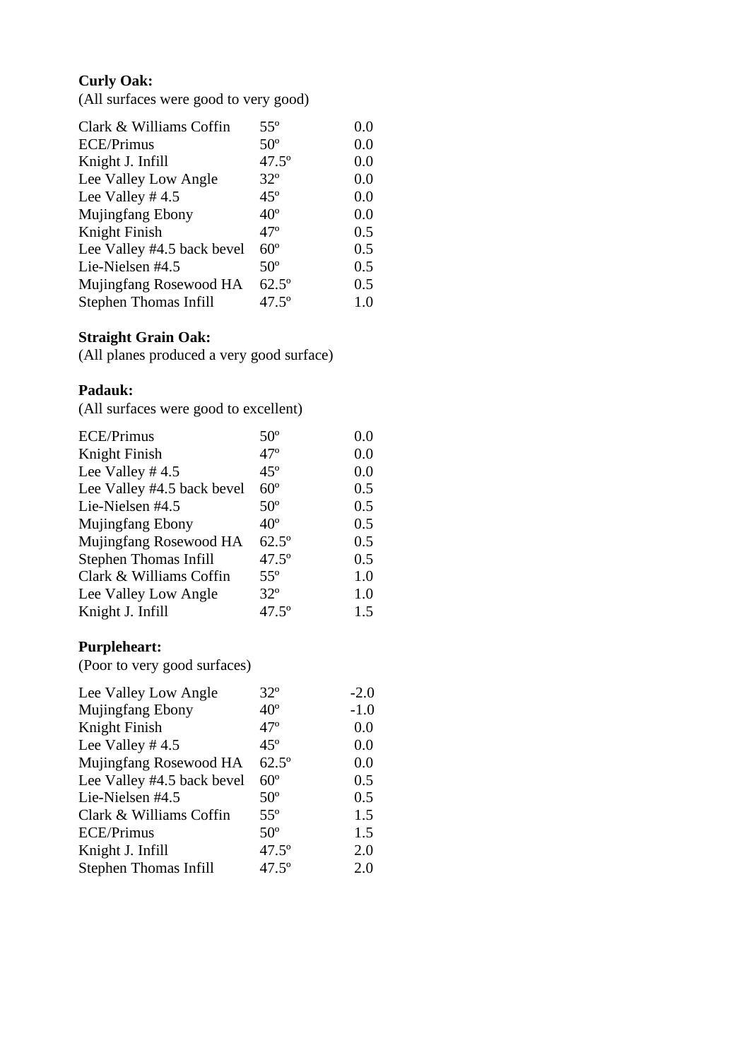**Curly Oak:**
(All surfaces were good to very good)

| | | |
|---|---|---|
| Clark & Williams Coffin | 55º | 0.0 |
| ECE/Primus | 50º | 0.0 |
| Knight J. Infill | 47.5º | 0.0 |
| Lee Valley Low Angle | 32º | 0.0 |
| Lee Valley # 4.5 | 45º | 0.0 |
| Mujingfang Ebony | 40º | 0.0 |
| Knight Finish | 47º | 0.5 |
| Lee Valley #4.5 back bevel | 60º | 0.5 |
| Lie-Nielsen #4.5 | 50º | 0.5 |
| Mujingfang Rosewood HA | 62.5º | 0.5 |
| Stephen Thomas Infill | 47.5º | 1.0 |

**Straight Grain Oak:**
(All planes produced a very good surface)

**Padauk:**
(All surfaces were good to excellent)

| | | |
|---|---|---|
| ECE/Primus | 50º | 0.0 |
| Knight Finish | 47º | 0.0 |
| Lee Valley # 4.5 | 45º | 0.0 |
| Lee Valley #4.5 back bevel | 60º | 0.5 |
| Lie-Nielsen #4.5 | 50º | 0.5 |
| Mujingfang Ebony | 40º | 0.5 |
| Mujingfang Rosewood HA | 62.5º | 0.5 |
| Stephen Thomas Infill | 47.5º | 0.5 |
| Clark & Williams Coffin | 55º | 1.0 |
| Lee Valley Low Angle | 32º | 1.0 |
| Knight J. Infill | 47.5º | 1.5 |

**Purpleheart:**
(Poor to very good surfaces)

| | | |
|---|---|---|
| Lee Valley Low Angle | 32º | -2.0 |
| Mujingfang Ebony | 40º | -1.0 |
| Knight Finish | 47º | 0.0 |
| Lee Valley # 4.5 | 45º | 0.0 |
| Mujingfang Rosewood HA | 62.5º | 0.0 |
| Lee Valley #4.5 back bevel | 60º | 0.5 |
| Lie-Nielsen #4.5 | 50º | 0.5 |
| Clark & Williams Coffin | 55º | 1.5 |
| ECE/Primus | 50º | 1.5 |
| Knight J. Infill | 47.5º | 2.0 |
| Stephen Thomas Infill | 47.5º | 2.0 |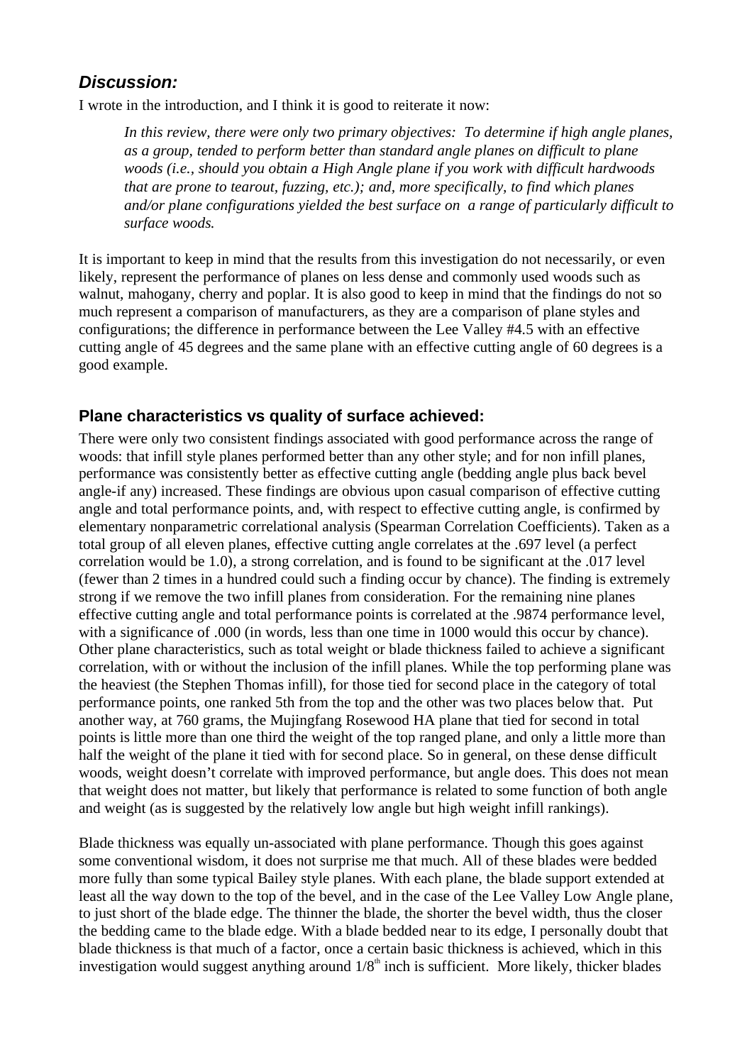## ***Discussion:***

I wrote in the introduction, and I think it is good to reiterate it now:

> *In this review, there were only two primary objectives: To determine if high angle planes, as a group, tended to perform better than standard angle planes on difficult to plane woods (i.e., should you obtain a High Angle plane if you work with difficult hardwoods that are prone to tearout, fuzzing, etc.); and, more specifically, to find which planes and/or plane configurations yielded the best surface on a range of particularly difficult to surface woods.*

It is important to keep in mind that the results from this investigation do not necessarily, or even likely, represent the performance of planes on less dense and commonly used woods such as walnut, mahogany, cherry and poplar. It is also good to keep in mind that the findings do not so much represent a comparison of manufacturers, as they are a comparison of plane styles and configurations; the difference in performance between the Lee Valley #4.5 with an effective cutting angle of 45 degrees and the same plane with an effective cutting angle of 60 degrees is a good example.

### **Plane characteristics vs quality of surface achieved:**

There were only two consistent findings associated with good performance across the range of woods: that infill style planes performed better than any other style; and for non infill planes, performance was consistently better as effective cutting angle (bedding angle plus back bevel angle-if any) increased. These findings are obvious upon casual comparison of effective cutting angle and total performance points, and, with respect to effective cutting angle, is confirmed by elementary nonparametric correlational analysis (Spearman Correlation Coefficients). Taken as a total group of all eleven planes, effective cutting angle correlates at the .697 level (a perfect correlation would be 1.0), a strong correlation, and is found to be significant at the .017 level (fewer than 2 times in a hundred could such a finding occur by chance). The finding is extremely strong if we remove the two infill planes from consideration. For the remaining nine planes effective cutting angle and total performance points is correlated at the .9874 performance level, with a significance of .000 (in words, less than one time in 1000 would this occur by chance). Other plane characteristics, such as total weight or blade thickness failed to achieve a significant correlation, with or without the inclusion of the infill planes. While the top performing plane was the heaviest (the Stephen Thomas infill), for those tied for second place in the category of total performance points, one ranked 5th from the top and the other was two places below that. Put another way, at 760 grams, the Mujingfang Rosewood HA plane that tied for second in total points is little more than one third the weight of the top ranged plane, and only a little more than half the weight of the plane it tied with for second place. So in general, on these dense difficult woods, weight doesn't correlate with improved performance, but angle does. This does not mean that weight does not matter, but likely that performance is related to some function of both angle and weight (as is suggested by the relatively low angle but high weight infill rankings).

Blade thickness was equally un-associated with plane performance. Though this goes against some conventional wisdom, it does not surprise me that much. All of these blades were bedded more fully than some typical Bailey style planes. With each plane, the blade support extended at least all the way down to the top of the bevel, and in the case of the Lee Valley Low Angle plane, to just short of the blade edge. The thinner the blade, the shorter the bevel width, thus the closer the bedding came to the blade edge. With a blade bedded near to its edge, I personally doubt that blade thickness is that much of a factor, once a certain basic thickness is achieved, which in this investigation would suggest anything around 1/8th inch is sufficient. More likely, thicker blades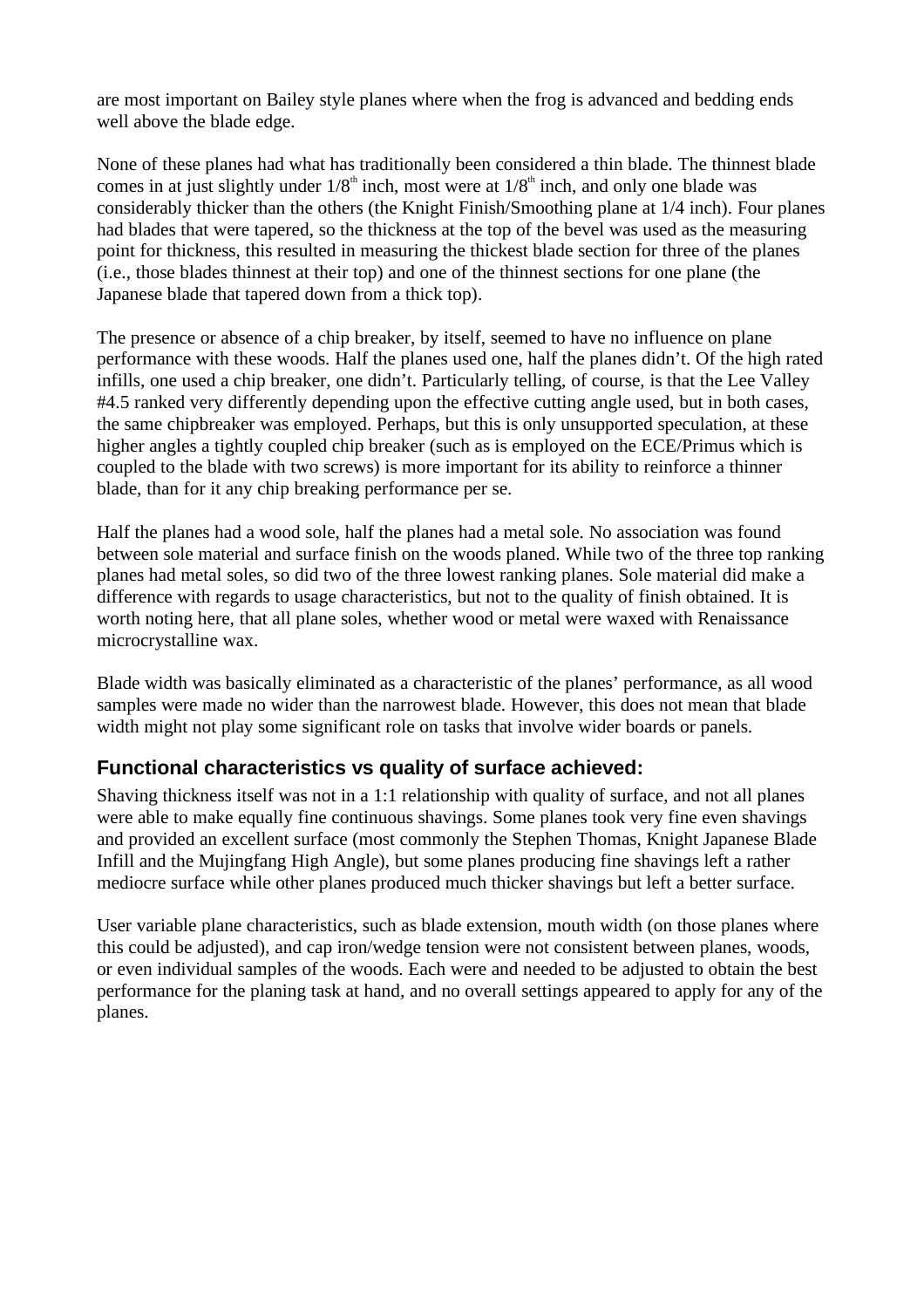are most important on Bailey style planes where when the frog is advanced and bedding ends well above the blade edge.

None of these planes had what has traditionally been considered a thin blade. The thinnest blade comes in at just slightly under 1/8th inch, most were at 1/8th inch, and only one blade was considerably thicker than the others (the Knight Finish/Smoothing plane at 1/4 inch). Four planes had blades that were tapered, so the thickness at the top of the bevel was used as the measuring point for thickness, this resulted in measuring the thickest blade section for three of the planes (i.e., those blades thinnest at their top) and one of the thinnest sections for one plane (the Japanese blade that tapered down from a thick top).

The presence or absence of a chip breaker, by itself, seemed to have no influence on plane performance with these woods. Half the planes used one, half the planes didn't. Of the high rated infills, one used a chip breaker, one didn't. Particularly telling, of course, is that the Lee Valley #4.5 ranked very differently depending upon the effective cutting angle used, but in both cases, the same chipbreaker was employed. Perhaps, but this is only unsupported speculation, at these higher angles a tightly coupled chip breaker (such as is employed on the ECE/Primus which is coupled to the blade with two screws) is more important for its ability to reinforce a thinner blade, than for it any chip breaking performance per se.

Half the planes had a wood sole, half the planes had a metal sole. No association was found between sole material and surface finish on the woods planed. While two of the three top ranking planes had metal soles, so did two of the three lowest ranking planes. Sole material did make a difference with regards to usage characteristics, but not to the quality of finish obtained. It is worth noting here, that all plane soles, whether wood or metal were waxed with Renaissance microcrystalline wax.

Blade width was basically eliminated as a characteristic of the planes' performance, as all wood samples were made no wider than the narrowest blade. However, this does not mean that blade width might not play some significant role on tasks that involve wider boards or panels.

### Functional characteristics vs quality of surface achieved:

Shaving thickness itself was not in a 1:1 relationship with quality of surface, and not all planes were able to make equally fine continuous shavings. Some planes took very fine even shavings and provided an excellent surface (most commonly the Stephen Thomas, Knight Japanese Blade Infill and the Mujingfang High Angle), but some planes producing fine shavings left a rather mediocre surface while other planes produced much thicker shavings but left a better surface.

User variable plane characteristics, such as blade extension, mouth width (on those planes where this could be adjusted), and cap iron/wedge tension were not consistent between planes, woods, or even individual samples of the woods. Each were and needed to be adjusted to obtain the best performance for the planing task at hand, and no overall settings appeared to apply for any of the planes.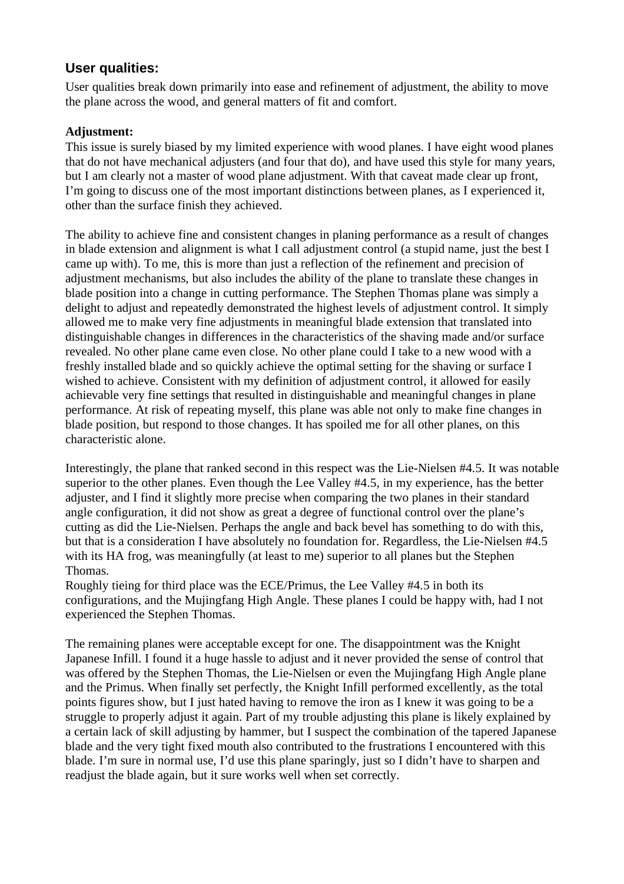## User qualities:

User qualities break down primarily into ease and refinement of adjustment, the ability to move the plane across the wood, and general matters of fit and comfort.

**Adjustment:**

This issue is surely biased by my limited experience with wood planes. I have eight wood planes that do not have mechanical adjusters (and four that do), and have used this style for many years, but I am clearly not a master of wood plane adjustment. With that caveat made clear up front, I'm going to discuss one of the most important distinctions between planes, as I experienced it, other than the surface finish they achieved.

The ability to achieve fine and consistent changes in planing performance as a result of changes in blade extension and alignment is what I call adjustment control (a stupid name, just the best I came up with). To me, this is more than just a reflection of the refinement and precision of adjustment mechanisms, but also includes the ability of the plane to translate these changes in blade position into a change in cutting performance. The Stephen Thomas plane was simply a delight to adjust and repeatedly demonstrated the highest levels of adjustment control. It simply allowed me to make very fine adjustments in meaningful blade extension that translated into distinguishable changes in differences in the characteristics of the shaving made and/or surface revealed. No other plane came even close. No other plane could I take to a new wood with a freshly installed blade and so quickly achieve the optimal setting for the shaving or surface I wished to achieve. Consistent with my definition of adjustment control, it allowed for easily achievable very fine settings that resulted in distinguishable and meaningful changes in plane performance. At risk of repeating myself, this plane was able not only to make fine changes in blade position, but respond to those changes. It has spoiled me for all other planes, on this characteristic alone.

Interestingly, the plane that ranked second in this respect was the Lie-Nielsen #4.5. It was notable superior to the other planes. Even though the Lee Valley #4.5, in my experience, has the better adjuster, and I find it slightly more precise when comparing the two planes in their standard angle configuration, it did not show as great a degree of functional control over the plane's cutting as did the Lie-Nielsen. Perhaps the angle and back bevel has something to do with this, but that is a consideration I have absolutely no foundation for. Regardless, the Lie-Nielsen #4.5 with its HA frog, was meaningfully (at least to me) superior to all planes but the Stephen Thomas.

Roughly tieing for third place was the ECE/Primus, the Lee Valley #4.5 in both its configurations, and the Mujingfang High Angle. These planes I could be happy with, had I not experienced the Stephen Thomas.

The remaining planes were acceptable except for one. The disappointment was the Knight Japanese Infill. I found it a huge hassle to adjust and it never provided the sense of control that was offered by the Stephen Thomas, the Lie-Nielsen or even the Mujingfang High Angle plane and the Primus. When finally set perfectly, the Knight Infill performed excellently, as the total points figures show, but I just hated having to remove the iron as I knew it was going to be a struggle to properly adjust it again. Part of my trouble adjusting this plane is likely explained by a certain lack of skill adjusting by hammer, but I suspect the combination of the tapered Japanese blade and the very tight fixed mouth also contributed to the frustrations I encountered with this blade. I'm sure in normal use, I'd use this plane sparingly, just so I didn't have to sharpen and readjust the blade again, but it sure works well when set correctly.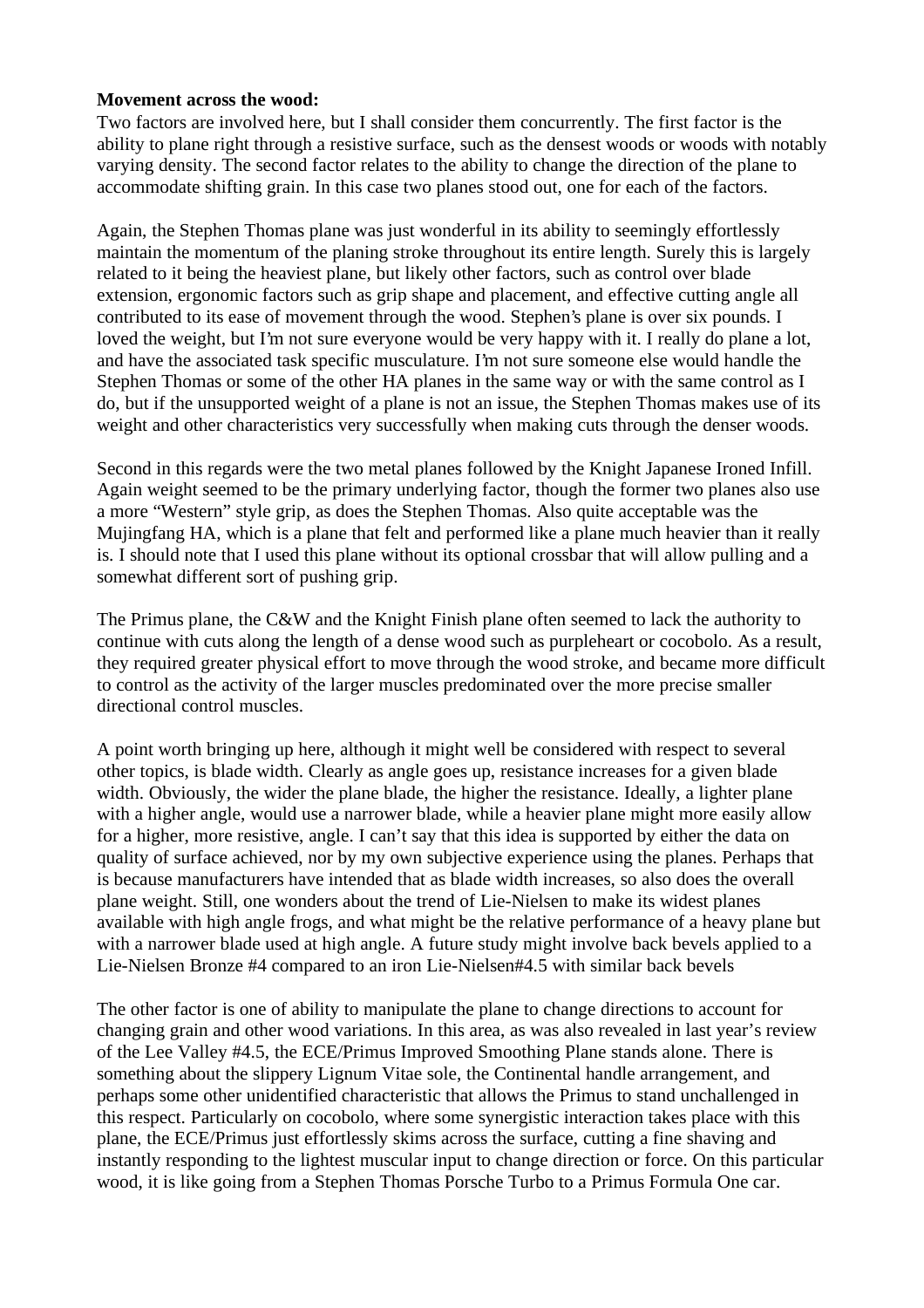**Movement across the wood:**

Two factors are involved here, but I shall consider them concurrently. The first factor is the ability to plane right through a resistive surface, such as the densest woods or woods with notably varying density. The second factor relates to the ability to change the direction of the plane to accommodate shifting grain. In this case two planes stood out, one for each of the factors.

Again, the Stephen Thomas plane was just wonderful in its ability to seemingly effortlessly maintain the momentum of the planing stroke throughout its entire length. Surely this is largely related to it being the heaviest plane, but likely other factors, such as control over blade extension, ergonomic factors such as grip shape and placement, and effective cutting angle all contributed to its ease of movement through the wood. Stephen's plane is over six pounds. I loved the weight, but I'm not sure everyone would be very happy with it. I really do plane a lot, and have the associated task specific musculature. I'm not sure someone else would handle the Stephen Thomas or some of the other HA planes in the same way or with the same control as I do, but if the unsupported weight of a plane is not an issue, the Stephen Thomas makes use of its weight and other characteristics very successfully when making cuts through the denser woods.

Second in this regards were the two metal planes followed by the Knight Japanese Ironed Infill. Again weight seemed to be the primary underlying factor, though the former two planes also use a more "Western" style grip, as does the Stephen Thomas. Also quite acceptable was the Mujingfang HA, which is a plane that felt and performed like a plane much heavier than it really is. I should note that I used this plane without its optional crossbar that will allow pulling and a somewhat different sort of pushing grip.

The Primus plane, the C&W and the Knight Finish plane often seemed to lack the authority to continue with cuts along the length of a dense wood such as purpleheart or cocobolo. As a result, they required greater physical effort to move through the wood stroke, and became more difficult to control as the activity of the larger muscles predominated over the more precise smaller directional control muscles.

A point worth bringing up here, although it might well be considered with respect to several other topics, is blade width. Clearly as angle goes up, resistance increases for a given blade width. Obviously, the wider the plane blade, the higher the resistance. Ideally, a lighter plane with a higher angle, would use a narrower blade, while a heavier plane might more easily allow for a higher, more resistive, angle. I can't say that this idea is supported by either the data on quality of surface achieved, nor by my own subjective experience using the planes. Perhaps that is because manufacturers have intended that as blade width increases, so also does the overall plane weight. Still, one wonders about the trend of Lie-Nielsen to make its widest planes available with high angle frogs, and what might be the relative performance of a heavy plane but with a narrower blade used at high angle. A future study might involve back bevels applied to a Lie-Nielsen Bronze #4 compared to an iron Lie-Nielsen#4.5 with similar back bevels

The other factor is one of ability to manipulate the plane to change directions to account for changing grain and other wood variations. In this area, as was also revealed in last year's review of the Lee Valley #4.5, the ECE/Primus Improved Smoothing Plane stands alone. There is something about the slippery Lignum Vitae sole, the Continental handle arrangement, and perhaps some other unidentified characteristic that allows the Primus to stand unchallenged in this respect. Particularly on cocobolo, where some synergistic interaction takes place with this plane, the ECE/Primus just effortlessly skims across the surface, cutting a fine shaving and instantly responding to the lightest muscular input to change direction or force. On this particular wood, it is like going from a Stephen Thomas Porsche Turbo to a Primus Formula One car.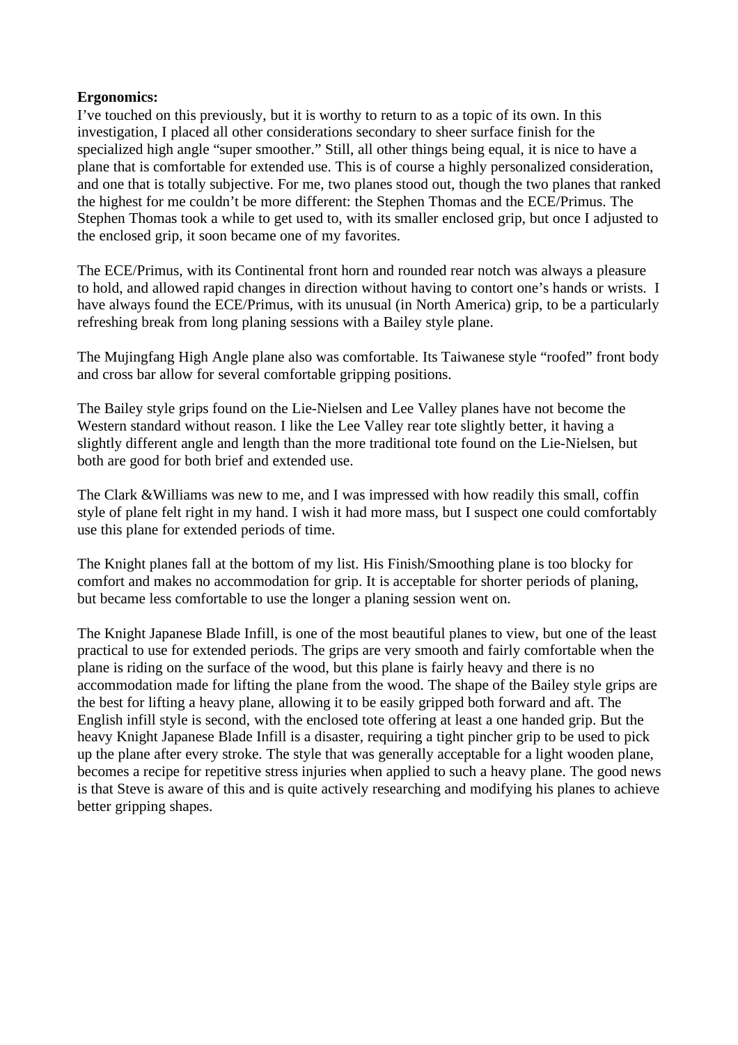**Ergonomics:**

I've touched on this previously, but it is worthy to return to as a topic of its own. In this investigation, I placed all other considerations secondary to sheer surface finish for the specialized high angle "super smoother." Still, all other things being equal, it is nice to have a plane that is comfortable for extended use. This is of course a highly personalized consideration, and one that is totally subjective. For me, two planes stood out, though the two planes that ranked the highest for me couldn't be more different: the Stephen Thomas and the ECE/Primus. The Stephen Thomas took a while to get used to, with its smaller enclosed grip, but once I adjusted to the enclosed grip, it soon became one of my favorites.

The ECE/Primus, with its Continental front horn and rounded rear notch was always a pleasure to hold, and allowed rapid changes in direction without having to contort one's hands or wrists. I have always found the ECE/Primus, with its unusual (in North America) grip, to be a particularly refreshing break from long planing sessions with a Bailey style plane.

The Mujingfang High Angle plane also was comfortable. Its Taiwanese style "roofed" front body and cross bar allow for several comfortable gripping positions.

The Bailey style grips found on the Lie-Nielsen and Lee Valley planes have not become the Western standard without reason. I like the Lee Valley rear tote slightly better, it having a slightly different angle and length than the more traditional tote found on the Lie-Nielsen, but both are good for both brief and extended use.

The Clark &Williams was new to me, and I was impressed with how readily this small, coffin style of plane felt right in my hand. I wish it had more mass, but I suspect one could comfortably use this plane for extended periods of time.

The Knight planes fall at the bottom of my list. His Finish/Smoothing plane is too blocky for comfort and makes no accommodation for grip. It is acceptable for shorter periods of planing, but became less comfortable to use the longer a planing session went on.

The Knight Japanese Blade Infill, is one of the most beautiful planes to view, but one of the least practical to use for extended periods. The grips are very smooth and fairly comfortable when the plane is riding on the surface of the wood, but this plane is fairly heavy and there is no accommodation made for lifting the plane from the wood. The shape of the Bailey style grips are the best for lifting a heavy plane, allowing it to be easily gripped both forward and aft. The English infill style is second, with the enclosed tote offering at least a one handed grip. But the heavy Knight Japanese Blade Infill is a disaster, requiring a tight pincher grip to be used to pick up the plane after every stroke. The style that was generally acceptable for a light wooden plane, becomes a recipe for repetitive stress injuries when applied to such a heavy plane. The good news is that Steve is aware of this and is quite actively researching and modifying his planes to achieve better gripping shapes.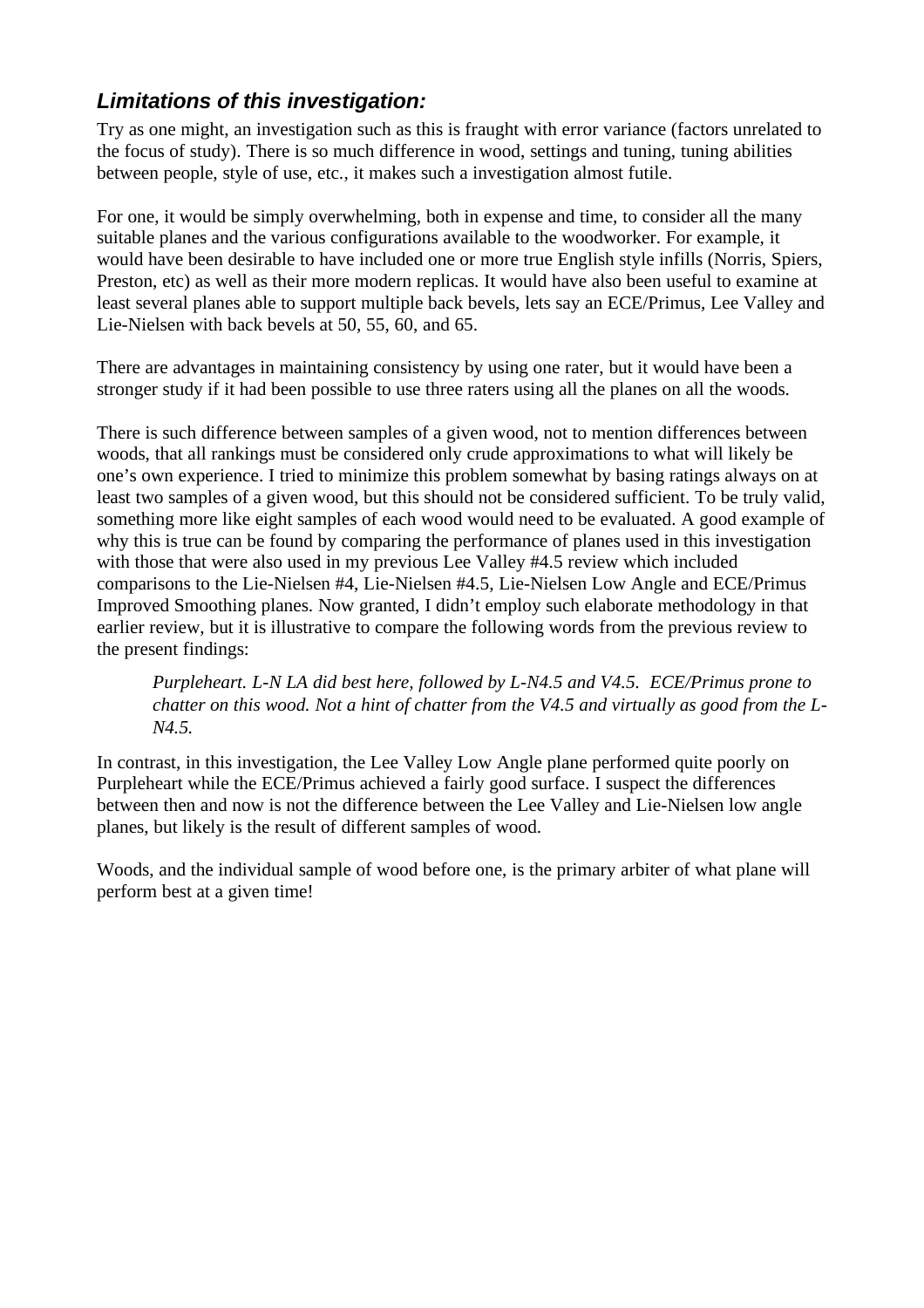### *Limitations of this investigation:*

Try as one might, an investigation such as this is fraught with error variance (factors unrelated to the focus of study). There is so much difference in wood, settings and tuning, tuning abilities between people, style of use, etc., it makes such a investigation almost futile.

For one, it would be simply overwhelming, both in expense and time, to consider all the many suitable planes and the various configurations available to the woodworker. For example, it would have been desirable to have included one or more true English style infills (Norris, Spiers, Preston, etc) as well as their more modern replicas. It would have also been useful to examine at least several planes able to support multiple back bevels, lets say an ECE/Primus, Lee Valley and Lie-Nielsen with back bevels at 50, 55, 60, and 65.

There are advantages in maintaining consistency by using one rater, but it would have been a stronger study if it had been possible to use three raters using all the planes on all the woods.

There is such difference between samples of a given wood, not to mention differences between woods, that all rankings must be considered only crude approximations to what will likely be one's own experience. I tried to minimize this problem somewhat by basing ratings always on at least two samples of a given wood, but this should not be considered sufficient. To be truly valid, something more like eight samples of each wood would need to be evaluated. A good example of why this is true can be found by comparing the performance of planes used in this investigation with those that were also used in my previous Lee Valley #4.5 review which included comparisons to the Lie-Nielsen #4, Lie-Nielsen #4.5, Lie-Nielsen Low Angle and ECE/Primus Improved Smoothing planes. Now granted, I didn't employ such elaborate methodology in that earlier review, but it is illustrative to compare the following words from the previous review to the present findings:

> *Purpleheart. L-N LA did best here, followed by L-N4.5 and V4.5. ECE/Primus prone to chatter on this wood. Not a hint of chatter from the V4.5 and virtually as good from the L-N4.5.*

In contrast, in this investigation, the Lee Valley Low Angle plane performed quite poorly on Purpleheart while the ECE/Primus achieved a fairly good surface. I suspect the differences between then and now is not the difference between the Lee Valley and Lie-Nielsen low angle planes, but likely is the result of different samples of wood.

Woods, and the individual sample of wood before one, is the primary arbiter of what plane will perform best at a given time!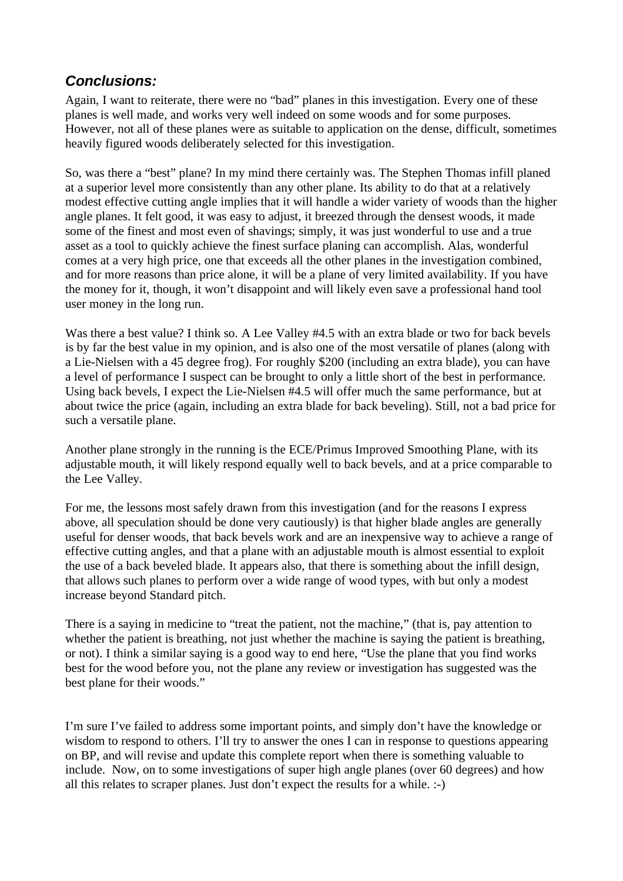## *Conclusions:*

Again, I want to reiterate, there were no "bad" planes in this investigation. Every one of these planes is well made, and works very well indeed on some woods and for some purposes. However, not all of these planes were as suitable to application on the dense, difficult, sometimes heavily figured woods deliberately selected for this investigation.

So, was there a "best" plane? In my mind there certainly was. The Stephen Thomas infill planed at a superior level more consistently than any other plane. Its ability to do that at a relatively modest effective cutting angle implies that it will handle a wider variety of woods than the higher angle planes. It felt good, it was easy to adjust, it breezed through the densest woods, it made some of the finest and most even of shavings; simply, it was just wonderful to use and a true asset as a tool to quickly achieve the finest surface planing can accomplish. Alas, wonderful comes at a very high price, one that exceeds all the other planes in the investigation combined, and for more reasons than price alone, it will be a plane of very limited availability. If you have the money for it, though, it won't disappoint and will likely even save a professional hand tool user money in the long run.

Was there a best value? I think so. A Lee Valley #4.5 with an extra blade or two for back bevels is by far the best value in my opinion, and is also one of the most versatile of planes (along with a Lie-Nielsen with a 45 degree frog). For roughly $200 (including an extra blade), you can have a level of performance I suspect can be brought to only a little short of the best in performance. Using back bevels, I expect the Lie-Nielsen #4.5 will offer much the same performance, but at about twice the price (again, including an extra blade for back beveling). Still, not a bad price for such a versatile plane.

Another plane strongly in the running is the ECE/Primus Improved Smoothing Plane, with its adjustable mouth, it will likely respond equally well to back bevels, and at a price comparable to the Lee Valley.

For me, the lessons most safely drawn from this investigation (and for the reasons I express above, all speculation should be done very cautiously) is that higher blade angles are generally useful for denser woods, that back bevels work and are an inexpensive way to achieve a range of effective cutting angles, and that a plane with an adjustable mouth is almost essential to exploit the use of a back beveled blade. It appears also, that there is something about the infill design, that allows such planes to perform over a wide range of wood types, with but only a modest increase beyond Standard pitch.

There is a saying in medicine to "treat the patient, not the machine," (that is, pay attention to whether the patient is breathing, not just whether the machine is saying the patient is breathing, or not). I think a similar saying is a good way to end here, "Use the plane that you find works best for the wood before you, not the plane any review or investigation has suggested was the best plane for their woods."

I'm sure I've failed to address some important points, and simply don't have the knowledge or wisdom to respond to others. I'll try to answer the ones I can in response to questions appearing on BP, and will revise and update this complete report when there is something valuable to include. Now, on to some investigations of super high angle planes (over 60 degrees) and how all this relates to scraper planes. Just don't expect the results for a while. :-)